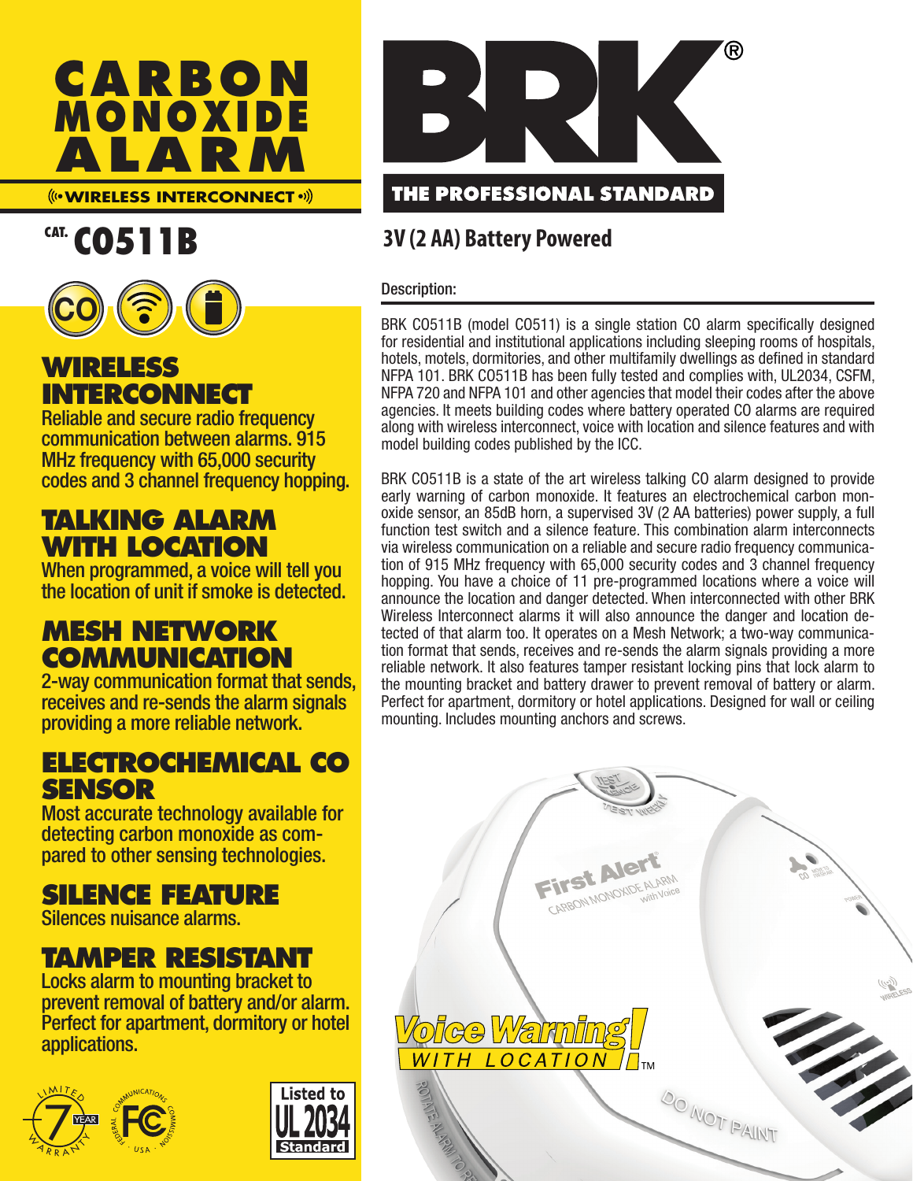# CARBON MONOXIDE ALARM

WIRELESS INTERCONNECT

CAT. **CO511B**

## WIRELESS INTERCONNECT

Reliable and secure radio frequency communication between alarms. 915 MHz frequency with 65,000 security codes and 3 channel frequency hopping.

## TALKING ALARM WITH LOCATION

When programmed, a voice will tell you the location of unit if smoke is detected.

## MESH NETWORK COMMUNICATION

2-way communication format that sends, receives and re-sends the alarm signals providing a more reliable network.

## ELECTROCHEMICAL CO SENSOR

Most accurate technology available for detecting carbon monoxide as compared to other sensing technologies.

## SILENCE FEATURE

Silences nuisance alarms.

## TAMPER RESISTANT

Locks alarm to mounting bracket to prevent removal of battery and/or alarm. Perfect for apartment, dormitory or hotel applications.

LIMITED 7 YEAR WARRANTY

Listed to UL 2034 Standard

BRK® THE PROFESSIONAL STANDARD

## 3V (2 AA) Battery Powered

### Description:

BRK CO511B (model CO511) is a single station CO alarm specifically designed for residential and institutional applications including sleeping rooms of hospitals, hotels, motels, dormitories, and other multifamily dwellings as defined in standard NFPA 101. BRK CO511B has been fully tested and complies with, UL2034, CSFM, NFPA 720 and NFPA 101 and other agencies that model their codes after the above agencies. It meets building codes where battery operated CO alarms are required along with wireless interconnect, voice with location and silence features and with model building codes published by the ICC.

BRK CO511B is a state of the art wireless talking CO alarm designed to provide early warning of carbon monoxide. It features an electrochemical carbon monoxide sensor, an 85dB horn, a supervised 3V (2 AA batteries) power supply, a full function test switch and a silence feature. This combination alarm interconnects via wireless communication on a reliable and secure radio frequency communication of 915 MHz frequency with 65,000 security codes and 3 channel frequency hopping. You have a choice of 11 pre-programmed locations where a voice will announce the location and danger detected. When interconnected with other BRK Wireless Interconnect alarms it will also announce the danger and location detected of that alarm too. It operates on a Mesh Network; a two-way communication format that sends, receives and re-sends the alarm signals providing a more reliable network. It also features tamper resistant locking pins that lock alarm to the mounting bracket and battery drawer to prevent removal of battery or alarm. Perfect for apartment, dormitory or hotel applications. Designed for wall or ceiling mounting. Includes mounting anchors and screws.

Voice Warning! WITH LOCATION™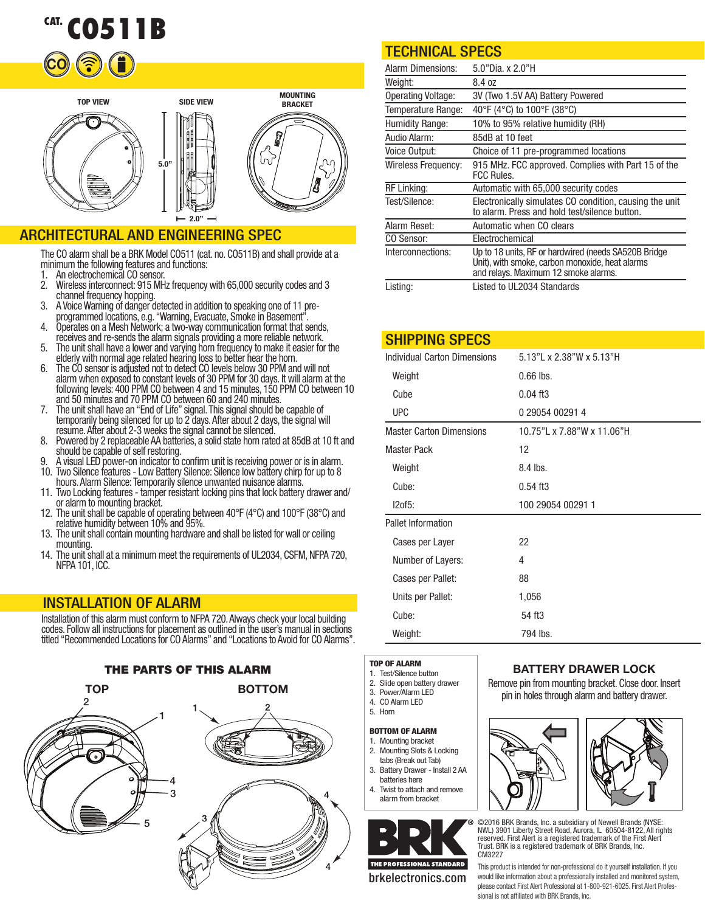# CAT. CO511B

TOP VIEW

SIDE VIEW

MOUNTING BRACKET

5.0"

2.0"

## ARCHITECTURAL AND ENGINEERING SPEC

The CO alarm shall be a BRK Model CO511 (cat. no. CO511B) and shall provide at a minimum the following features and functions:

1. An electrochemical CO sensor.
2. Wireless interconnect: 915 MHz frequency with 65,000 security codes and 3 channel frequency hopping.
3. A Voice Warning of danger detected in addition to speaking one of 11 pre-programmed locations, e.g. "Warning, Evacuate, Smoke in Basement".
4. Operates on a Mesh Network; a two-way communication format that sends, receives and re-sends the alarm signals providing a more reliable network.
5. The unit shall have a lower and varying horn frequency to make it easier for the elderly with normal age related hearing loss to better hear the horn.
6. The CO sensor is adjusted not to detect CO levels below 30 PPM and will not alarm when exposed to constant levels of 30 PPM for 30 days. It will alarm at the following levels: 400 PPM CO between 4 and 15 minutes, 150 PPM CO between 10 and 50 minutes and 70 PPM CO between 60 and 240 minutes.
7. The unit shall have an "End of Life" signal. This signal should be capable of temporarily being silenced for up to 2 days. After about 2 days, the signal will resume. After about 2-3 weeks the signal cannot be silenced.
8. Powered by 2 replaceable AA batteries, a solid state horn rated at 85dB at 10 ft and should be capable of self restoring.
9. A visual LED power-on indicator to confirm unit is receiving power or is in alarm.
10. Two Silence features - Low Battery Silence: Silence low battery chirp for up to 8 hours. Alarm Silence: Temporarily silence unwanted nuisance alarms.
11. Two Locking features - tamper resistant locking pins that lock battery drawer and/or alarm to mounting bracket.
12. The unit shall be capable of operating between 40°F (4°C) and 100°F (38°C) and relative humidity between 10% and 95%.
13. The unit shall contain mounting hardware and shall be listed for wall or ceiling mounting.
14. The unit shall at a minimum meet the requirements of UL2034, CSFM, NFPA 720, NFPA 101, ICC.

## INSTALLATION OF ALARM

Installation of this alarm must conform to NFPA 720. Always check your local building codes. Follow all instructions for placement as outlined in the user's manual in sections titled "Recommended Locations for CO Alarms" and "Locations to Avoid for CO Alarms".

## TECHNICAL SPECS

| | |
|---|---|
| Alarm Dimensions: | 5.0"Dia. x 2.0"H |
| Weight: | 8.4 oz |
| Operating Voltage: | 3V (Two 1.5V AA) Battery Powered |
| Temperature Range: | 40°F (4°C) to 100°F (38°C) |
| Humidity Range: | 10% to 95% relative humidity (RH) |
| Audio Alarm: | 85dB at 10 feet |
| Voice Output: | Choice of 11 pre-programmed locations |
| Wireless Frequency: | 915 MHz. FCC approved. Complies with Part 15 of the FCC Rules. |
| RF Linking: | Automatic with 65,000 security codes |
| Test/Silence: | Electronically simulates CO condition, causing the unit to alarm. Press and hold test/silence button. |
| Alarm Reset: | Automatic when CO clears |
| CO Sensor: | Electrochemical |
| Interconnections: | Up to 18 units, RF or hardwired (needs SA520B Bridge Unit), with smoke, carbon monoxide, heat alarms and relays. Maximum 12 smoke alarms. |
| Listing: | Listed to UL2034 Standards |

## SHIPPING SPECS

| | |
|---|---|
| Individual Carton Dimensions | 5.13"L x 2.38"W x 5.13"H |
| Weight | 0.66 lbs. |
| Cube | 0.04 ft3 |
| UPC | 0 29054 00291 4 |
| Master Carton Dimensions | 10.75"L x 7.88"W x 11.06"H |
| Master Pack | 12 |
| Weight | 8.4 lbs. |
| Cube: | 0.54 ft3 |
| I2of5: | 100 29054 00291 1 |
| Pallet Information | |
| Cases per Layer | 22 |
| Number of Layers: | 4 |
| Cases per Pallet: | 88 |
| Units per Pallet: | 1,056 |
| Cube: | 54 ft3 |
| Weight: | 794 lbs. |

### THE PARTS OF THIS ALARM

TOP

BOTTOM

**TOP OF ALARM**

1. Test/Silence button
2. Slide open battery drawer
3. Power/Alarm LED
4. CO Alarm LED
5. Horn

**BOTTOM OF ALARM**

1. Mounting bracket
2. Mounting Slots & Locking tabs (Break out Tab)
3. Battery Drawer - Install 2 AA batteries here
4. Twist to attach and remove alarm from bracket

### BATTERY DRAWER LOCK

Remove pin from mounting bracket. Close door. Insert pin in holes through alarm and battery drawer.

BRK® THE PROFESSIONAL STANDARD

brkelectronics.com

©2016 BRK Brands, Inc. a subsidiary of Newell Brands (NYSE: NWL) 3901 Liberty Street Road, Aurora, IL 60504-8122, All rights reserved. First Alert is a registered trademark of the First Alert Trust. BRK is a registered trademark of BRK Brands, Inc. CM3227

This product is intended for non-professional do it yourself installation. If you would like information about a professionally installed and monitored system, please contact First Alert Professional at 1-800-921-6025. First Alert Professional is not affiliated with BRK Brands, Inc.